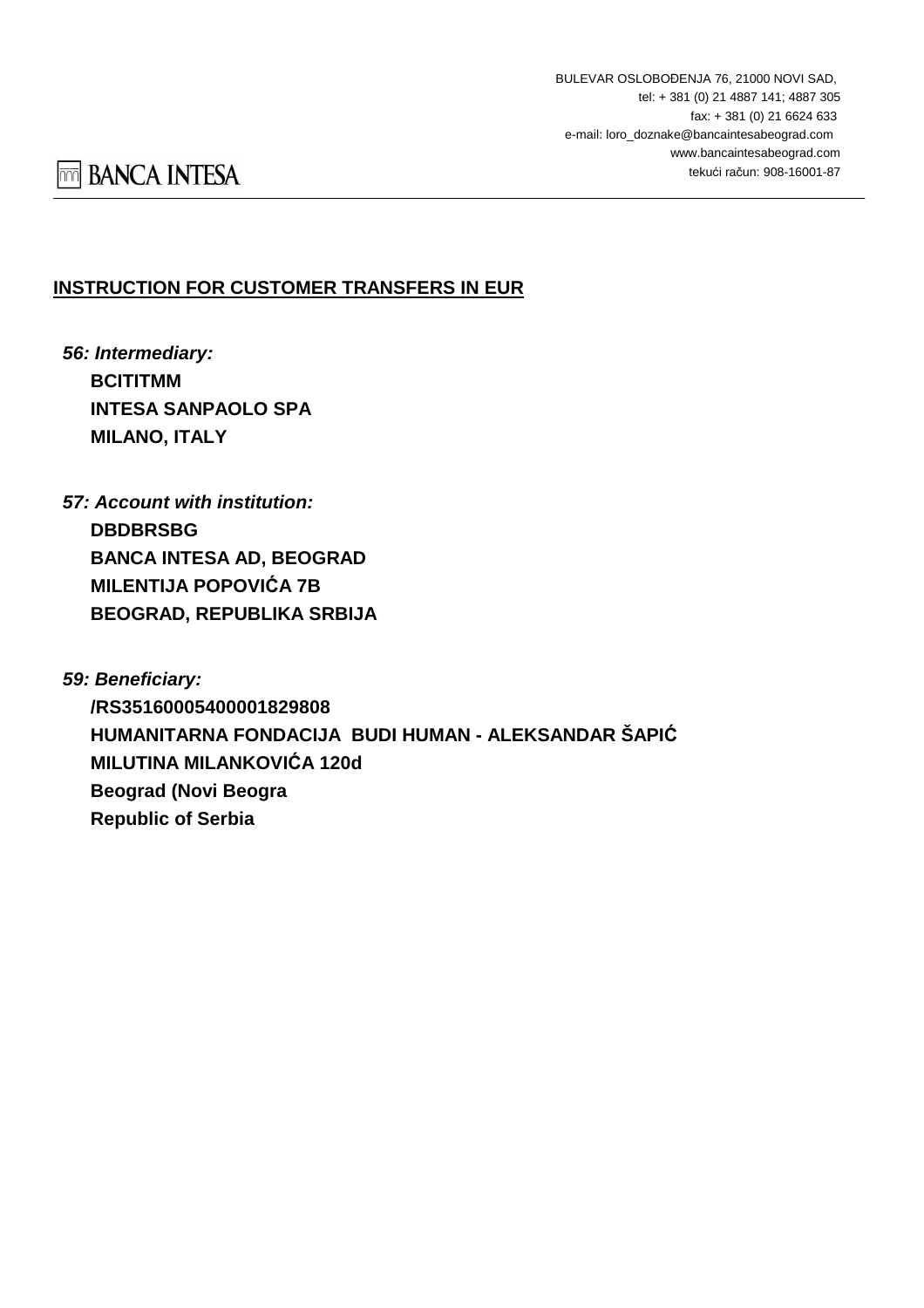BULEVAR OSLOBOĐENJA 76, 21000 NOVI SAD,
tel: + 381 (0) 21 4887 141; 4887 305
fax: + 381 (0) 21 6624 633
e-mail: loro_doznake@bancaintesabeograd.com
www.bancaintesabeograd.com
tekući račun: 908-16001-87

BANCA INTESA

**INSTRUCTION FOR CUSTOMER TRANSFERS IN EUR**

***56: Intermediary:***

**BCITITMM**
**INTESA SANPAOLO SPA**
**MILANO, ITALY**

***57: Account with institution:***

**DBDBRSBG**
**BANCA INTESA AD, BEOGRAD**
**MILENTIJA POPOVIĆA 7B**
**BEOGRAD, REPUBLIKA SRBIJA**

***59: Beneficiary:***

**/RS35160005400001829808**
**HUMANITARNA FONDACIJA BUDI HUMAN - ALEKSANDAR ŠAPIĆ**
**MILUTINA MILANKOVIĆA 120d**
**Beograd (Novi Beogra**
**Republic of Serbia**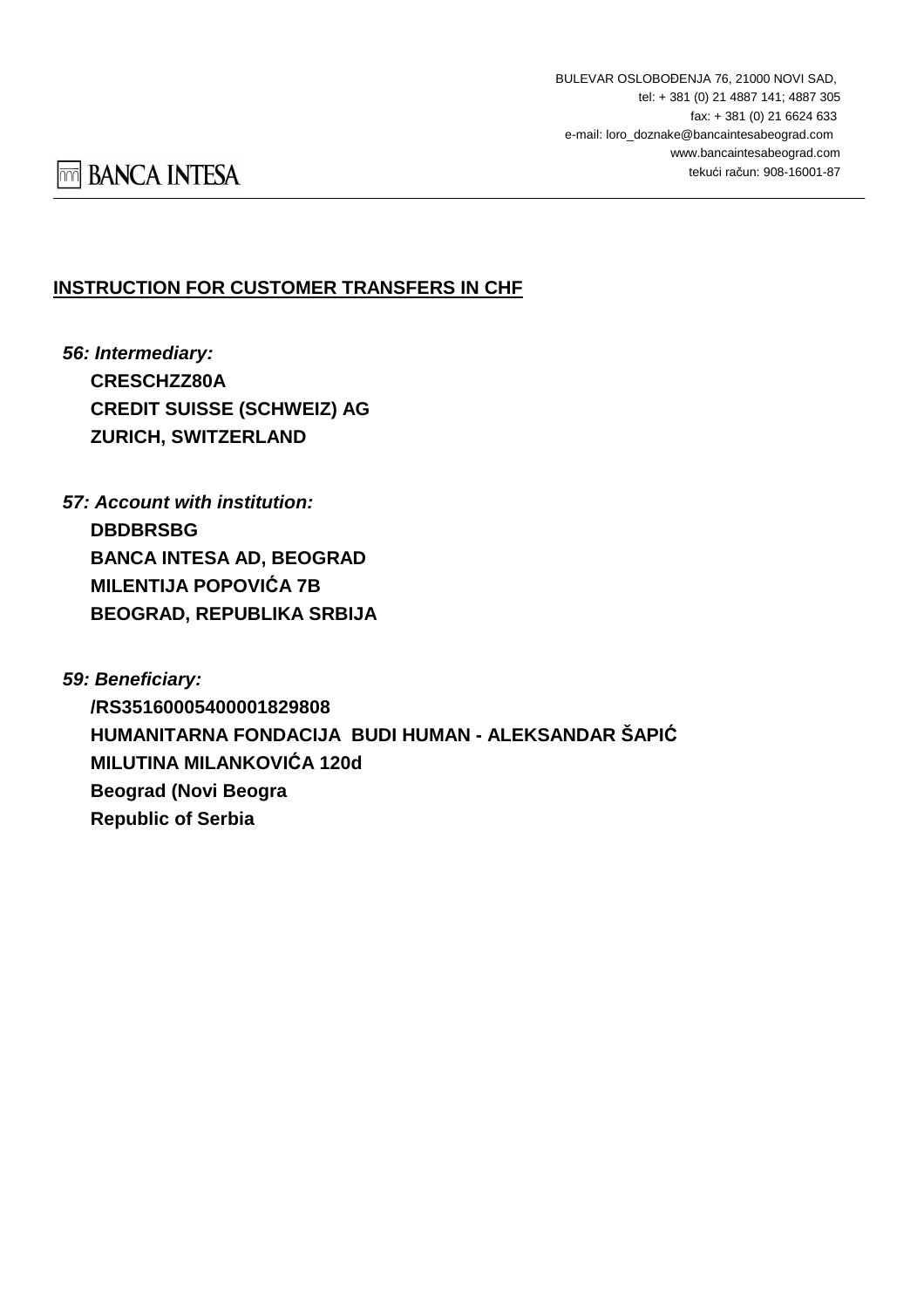BULEVAR OSLOBOĐENJA 76, 21000 NOVI SAD,
tel: + 381 (0) 21 4887 141; 4887 305
fax: + 381 (0) 21 6624 633
e-mail: loro_doznake@bancaintesabeograd.com
www.bancaintesabeograd.com
tekući račun: 908-16001-87

BANCA INTESA

---

**INSTRUCTION FOR CUSTOMER TRANSFERS IN CHF**

***56: Intermediary:***

**CRESCHZZ80A**
**CREDIT SUISSE (SCHWEIZ) AG**
**ZURICH, SWITZERLAND**

***57: Account with institution:***

**DBDBRSBG**
**BANCA INTESA AD, BEOGRAD**
**MILENTIJA POPOVIĆA 7B**
**BEOGRAD, REPUBLIKA SRBIJA**

***59: Beneficiary:***

**/RS35160005400001829808**
**HUMANITARNA FONDACIJA BUDI HUMAN - ALEKSANDAR ŠAPIĆ**
**MILUTINA MILANKOVIĆA 120d**
**Beograd (Novi Beogra**
**Republic of Serbia**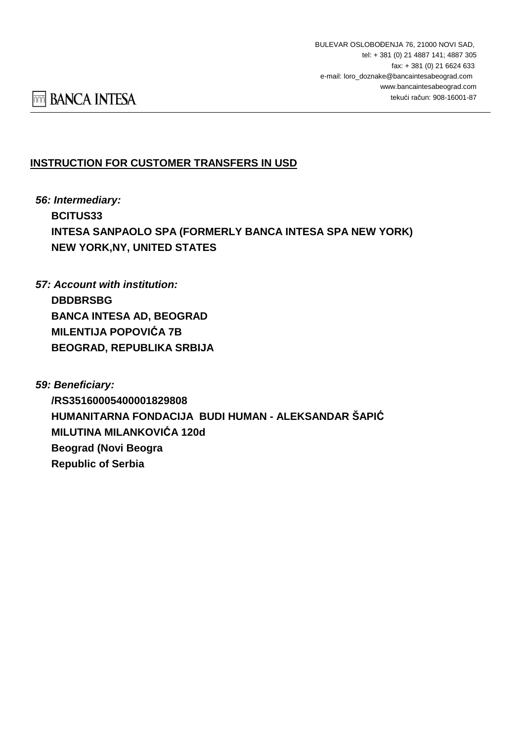BULEVAR OSLOBOĐENJA 76, 21000 NOVI SAD,
tel: + 381 (0) 21 4887 141; 4887 305
fax: + 381 (0) 21 6624 633
e-mail: loro_doznake@bancaintesabeograd.com
www.bancaintesabeograd.com
tekući račun: 908-16001-87

BANCA INTESA

## INSTRUCTION FOR CUSTOMER TRANSFERS IN USD

***56: Intermediary:***

**BCITUS33**
**INTESA SANPAOLO SPA (FORMERLY BANCA INTESA SPA NEW YORK)**
**NEW YORK,NY, UNITED STATES**

***57: Account with institution:***

**DBDBRSBG**
**BANCA INTESA AD, BEOGRAD**
**MILENTIJA POPOVIĆA 7B**
**BEOGRAD, REPUBLIKA SRBIJA**

***59: Beneficiary:***

**/RS35160005400001829808**
**HUMANITARNA FONDACIJA BUDI HUMAN - ALEKSANDAR ŠAPIĆ**
**MILUTINA MILANKOVIĆA 120d**
**Beograd (Novi Beogra**
**Republic of Serbia**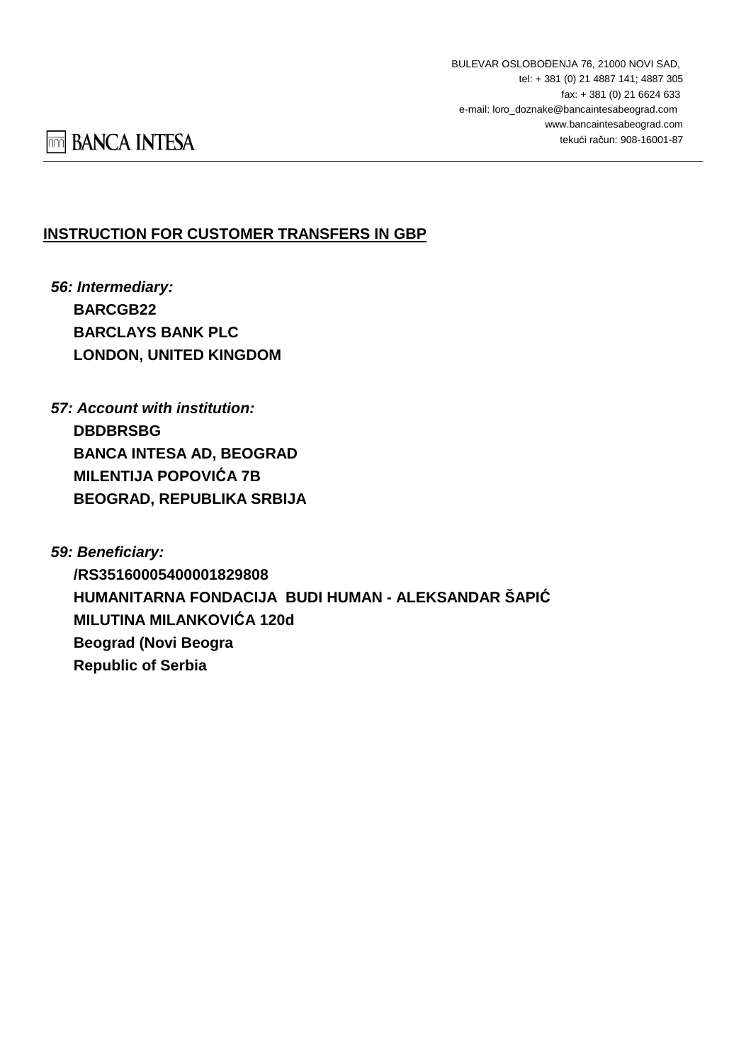BULEVAR OSLOBOĐENJA 76, 21000 NOVI SAD,
tel: + 381 (0) 21 4887 141; 4887 305
fax: + 381 (0) 21 6624 633
e-mail: loro_doznake@bancaintesabeograd.com
www.bancaintesabeograd.com
tekući račun: 908-16001-87

BANCA INTESA

## INSTRUCTION FOR CUSTOMER TRANSFERS IN GBP

***56: Intermediary:***

**BARCGB22**
**BARCLAYS BANK PLC**
**LONDON, UNITED KINGDOM**

***57: Account with institution:***

**DBDBRSBG**
**BANCA INTESA AD, BEOGRAD**
**MILENTIJA POPOVIĆA 7B**
**BEOGRAD, REPUBLIKA SRBIJA**

***59: Beneficiary:***

**/RS35160005400001829808**
**HUMANITARNA FONDACIJA BUDI HUMAN - ALEKSANDAR ŠAPIĆ**
**MILUTINA MILANKOVIĆA 120d**
**Beograd (Novi Beogra**
**Republic of Serbia**